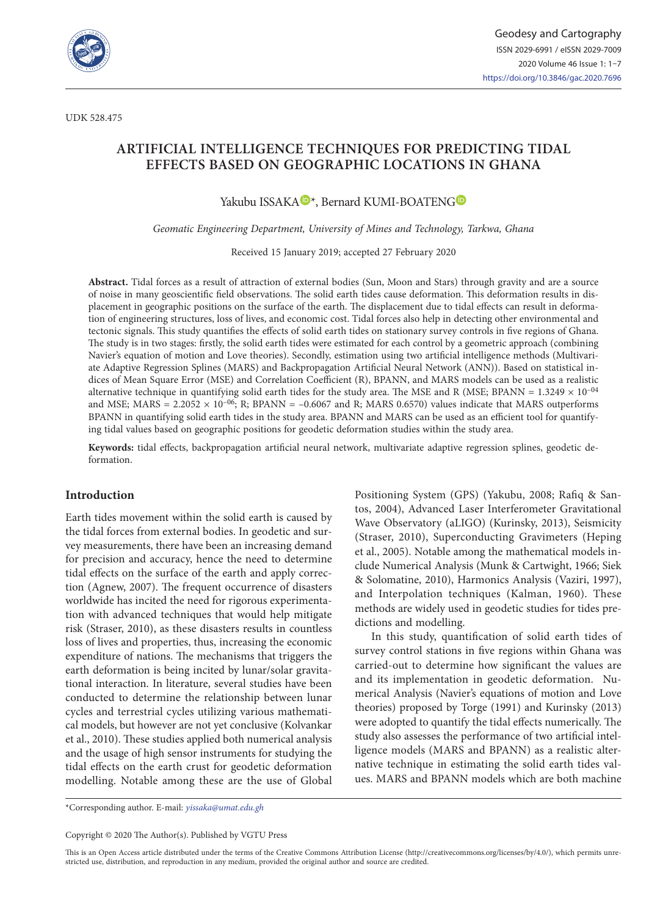UDK 528.475

# ARTIFICIAL INTELLIGENCE TECHNIQUES FOR PREDICTING TIDAL EFFECTS BASED ON GEOGRAPHIC LOCATIONS IN GHANA

Yakubu ISSAKA*, Bernard KUMI-BOATENG

*Geomatic Engineering Department, University of Mines and Technology, Tarkwa, Ghana*

Received 15 January 2019; accepted 27 February 2020

**Abstract.** Tidal forces as a result of attraction of external bodies (Sun, Moon and Stars) through gravity and are a source of noise in many geoscientific field observations. The solid earth tides cause deformation. This deformation results in displacement in geographic positions on the surface of the earth. The displacement due to tidal effects can result in deformation of engineering structures, loss of lives, and economic cost. Tidal forces also help in detecting other environmental and tectonic signals. This study quantifies the effects of solid earth tides on stationary survey controls in five regions of Ghana. The study is in two stages: firstly, the solid earth tides were estimated for each control by a geometric approach (combining Navier's equation of motion and Love theories). Secondly, estimation using two artificial intelligence methods (Multivariate Adaptive Regression Splines (MARS) and Backpropagation Artificial Neural Network (ANN)). Based on statistical indices of Mean Square Error (MSE) and Correlation Coefficient (R), BPANN, and MARS models can be used as a realistic alternative technique in quantifying solid earth tides for the study area. The MSE and R (MSE; BPANN = $1.3249 \times 10^{-04}$ and MSE; MARS = $2.2052 \times 10^{-06}$; R; BPANN = –0.6067 and R; MARS 0.6570) values indicate that MARS outperforms BPANN in quantifying solid earth tides in the study area. BPANN and MARS can be used as an efficient tool for quantifying tidal values based on geographic positions for geodetic deformation studies within the study area.

**Keywords:** tidal effects, backpropagation artificial neural network, multivariate adaptive regression splines, geodetic deformation.

## Introduction

Earth tides movement within the solid earth is caused by the tidal forces from external bodies. In geodetic and survey measurements, there have been an increasing demand for precision and accuracy, hence the need to determine tidal effects on the surface of the earth and apply correction (Agnew, 2007). The frequent occurrence of disasters worldwide has incited the need for rigorous experimentation with advanced techniques that would help mitigate risk (Straser, 2010), as these disasters results in countless loss of lives and properties, thus, increasing the economic expenditure of nations. The mechanisms that triggers the earth deformation is being incited by lunar/solar gravitational interaction. In literature, several studies have been conducted to determine the relationship between lunar cycles and terrestrial cycles utilizing various mathematical models, but however are not yet conclusive (Kolvankar et al., 2010). These studies applied both numerical analysis and the usage of high sensor instruments for studying the tidal effects on the earth crust for geodetic deformation modelling. Notable among these are the use of Global Positioning System (GPS) (Yakubu, 2008; Rafiq & Santos, 2004), Advanced Laser Interferometer Gravitational Wave Observatory (aLIGO) (Kurinsky, 2013), Seismicity (Straser, 2010), Superconducting Gravimeters (Heping et al., 2005). Notable among the mathematical models include Numerical Analysis (Munk & Cartwight, 1966; Siek & Solomatine, 2010), Harmonics Analysis (Vaziri, 1997), and Interpolation techniques (Kalman, 1960). These methods are widely used in geodetic studies for tides predictions and modelling.

In this study, quantification of solid earth tides of survey control stations in five regions within Ghana was carried-out to determine how significant the values are and its implementation in geodetic deformation. Numerical Analysis (Navier's equations of motion and Love theories) proposed by Torge (1991) and Kurinsky (2013) were adopted to quantify the tidal effects numerically. The study also assesses the performance of two artificial intelligence models (MARS and BPANN) as a realistic alternative technique in estimating the solid earth tides values. MARS and BPANN models which are both machine

*Corresponding author. E-mail: *yissaka@umat.edu.gh*

Copyright © 2020 The Author(s). Published by VGTU Press

This is an Open Access article distributed under the terms of the Creative Commons Attribution License (http://creativecommons.org/licenses/by/4.0/), which permits unrestricted use, distribution, and reproduction in any medium, provided the original author and source are credited.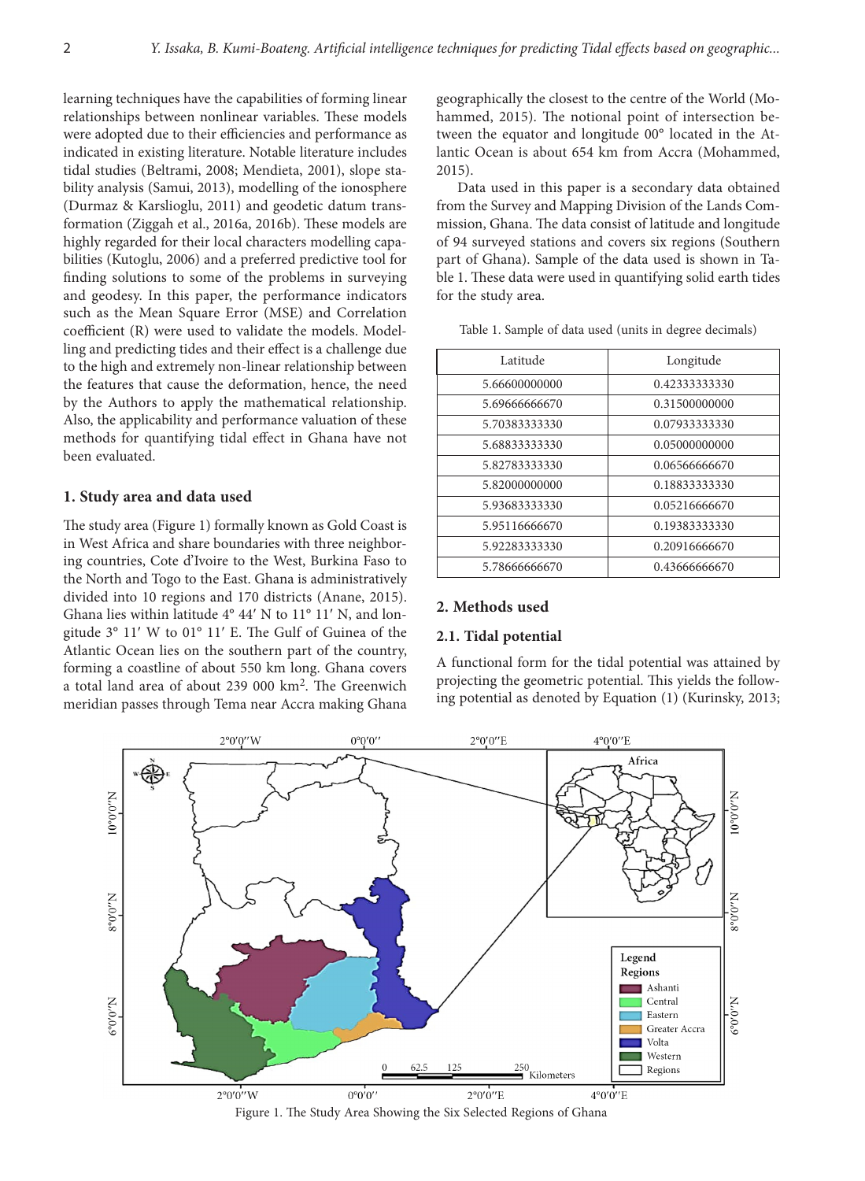learning techniques have the capabilities of forming linear relationships between nonlinear variables. These models were adopted due to their efficiencies and performance as indicated in existing literature. Notable literature includes tidal studies (Beltrami, 2008; Mendieta, 2001), slope stability analysis (Samui, 2013), modelling of the ionosphere (Durmaz & Karslioglu, 2011) and geodetic datum transformation (Ziggah et al., 2016a, 2016b). These models are highly regarded for their local characters modelling capabilities (Kutoglu, 2006) and a preferred predictive tool for finding solutions to some of the problems in surveying and geodesy. In this paper, the performance indicators such as the Mean Square Error (MSE) and Correlation coefficient (R) were used to validate the models. Modelling and predicting tides and their effect is a challenge due to the high and extremely non-linear relationship between the features that cause the deformation, hence, the need by the Authors to apply the mathematical relationship. Also, the applicability and performance valuation of these methods for quantifying tidal effect in Ghana have not been evaluated.

## 1. Study area and data used

The study area (Figure 1) formally known as Gold Coast is in West Africa and share boundaries with three neighboring countries, Cote d'Ivoire to the West, Burkina Faso to the North and Togo to the East. Ghana is administratively divided into 10 regions and 170 districts (Anane, 2015). Ghana lies within latitude 4° 44′ N to 11° 11′ N, and longitude 3° 11′ W to 01° 11′ E. The Gulf of Guinea of the Atlantic Ocean lies on the southern part of the country, forming a coastline of about 550 km long. Ghana covers a total land area of about 239 000 km$^2$. The Greenwich meridian passes through Tema near Accra making Ghana geographically the closest to the centre of the World (Mohammed, 2015). The notional point of intersection between the equator and longitude 00° located in the Atlantic Ocean is about 654 km from Accra (Mohammed, 2015).

Data used in this paper is a secondary data obtained from the Survey and Mapping Division of the Lands Commission, Ghana. The data consist of latitude and longitude of 94 surveyed stations and covers six regions (Southern part of Ghana). Sample of the data used is shown in Table 1. These data were used in quantifying solid earth tides for the study area.

Table 1. Sample of data used (units in degree decimals)

| Latitude | Longitude |
|---|---|
| 5.66600000000 | 0.42333333330 |
| 5.69666666670 | 0.31500000000 |
| 5.70383333330 | 0.07933333330 |
| 5.68833333330 | 0.05000000000 |
| 5.82783333330 | 0.06566666670 |
| 5.82000000000 | 0.18833333330 |
| 5.93683333330 | 0.05216666670 |
| 5.95116666670 | 0.19383333330 |
| 5.92283333330 | 0.20916666670 |
| 5.78666666670 | 0.43666666670 |

## 2. Methods used

### 2.1. Tidal potential

A functional form for the tidal potential was attained by projecting the geometric potential. This yields the following potential as denoted by Equation (1) (Kurinsky, 2013;

Figure 1. The Study Area Showing the Six Selected Regions of Ghana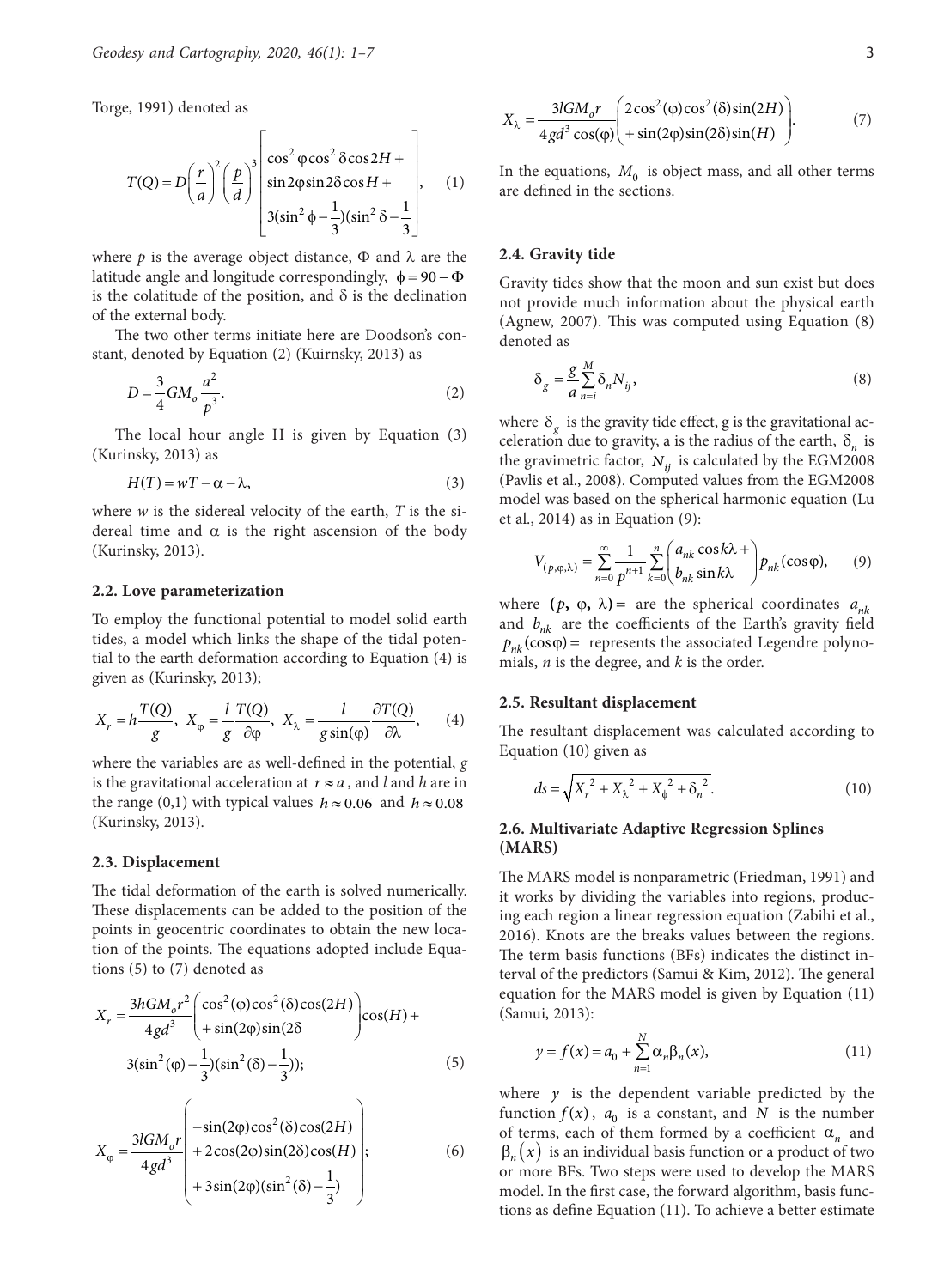Torge, 1991) denoted as

$$T(Q) = D\left(\frac{r}{a}\right)^2 \left(\frac{p}{d}\right)^3 \begin{bmatrix} \cos^2\varphi\cos^2\delta\cos 2H + \\ \sin 2\varphi \sin 2\delta \cos H + \\ 3(\sin^2\phi - \frac{1}{3})(\sin^2\delta - \frac{1}{3} \end{bmatrix}, \quad (1)$$

where $p$ is the average object distance, $\Phi$ and $\lambda$ are the latitude angle and longitude correspondingly, $\phi = 90 - \Phi$ is the colatitude of the position, and $\delta$ is the declination of the external body.

The two other terms initiate here are Doodson's constant, denoted by Equation (2) (Kuirnsky, 2013) as

$$D = \frac{3}{4} GM_o \frac{a^2}{p^3}. \quad (2)$$

The local hour angle H is given by Equation (3) (Kurinsky, 2013) as

$$H(T) = wT - \alpha - \lambda, \quad (3)$$

where $w$ is the sidereal velocity of the earth, $T$ is the sidereal time and $\alpha$ is the right ascension of the body (Kurinsky, 2013).

### 2.2. Love parameterization

To employ the functional potential to model solid earth tides, a model which links the shape of the tidal potential to the earth deformation according to Equation (4) is given as (Kurinsky, 2013);

$$X_r = h\frac{T(Q)}{g},\ X_\varphi = \frac{l}{g}\frac{T(Q)}{\partial\varphi},\ X_\lambda = \frac{l}{g\sin(\varphi)}\frac{\partial T(Q)}{\partial\lambda}, \quad (4)$$

where the variables are as well-defined in the potential, $g$ is the gravitational acceleration at $r \approx a$, and $l$ and $h$ are in the range (0,1) with typical values $h \approx 0.06$ and $h \approx 0.08$ (Kurinsky, 2013).

### 2.3. Displacement

The tidal deformation of the earth is solved numerically. These displacements can be added to the position of the points in geocentric coordinates to obtain the new location of the points. The equations adopted include Equations (5) to (7) denoted as

$$X_r = \frac{3hGM_o r^2}{4gd^3}\begin{pmatrix} \cos^2(\varphi)\cos^2(\delta)\cos(2H) \\ +\sin(2\varphi)\sin(2\delta \end{pmatrix}\cos(H) + 3(\sin^2(\varphi) - \frac{1}{3})(\sin^2(\delta) - \frac{1}{3})); \quad (5)$$

$$X_\varphi = \frac{3lGM_o r}{4gd^3}\begin{pmatrix} -\sin(2\varphi)\cos^2(\delta)\cos(2H) \\ +2\cos(2\varphi)\sin(2\delta)\cos(H) \\ +3\sin(2\varphi)(\sin^2(\delta) - \frac{1}{3}) \end{pmatrix}; \quad (6)$$

$$X_\lambda = \frac{3lGM_o r}{4gd^3\cos(\varphi)}\begin{pmatrix} 2\cos^2(\varphi)\cos^2(\delta)\sin(2H) \\ +\sin(2\varphi)\sin(2\delta)\sin(H) \end{pmatrix}. \quad (7)$$

In the equations, $M_0$ is object mass, and all other terms are defined in the sections.

### 2.4. Gravity tide

Gravity tides show that the moon and sun exist but does not provide much information about the physical earth (Agnew, 2007). This was computed using Equation (8) denoted as

$$\delta_g = \frac{g}{a}\sum_{n=i}^{M}\delta_n N_{ij}, \quad (8)$$

where $\delta_g$ is the gravity tide effect, g is the gravitational acceleration due to gravity, a is the radius of the earth, $\delta_n$ is the gravimetric factor, $N_{ij}$ is calculated by the EGM2008 (Pavlis et al., 2008). Computed values from the EGM2008 model was based on the spherical harmonic equation (Lu et al., 2014) as in Equation (9):

$$V_{(p,\varphi,\lambda)} = \sum_{n=0}^{\infty}\frac{1}{p^{n+1}}\sum_{k=0}^{n}\begin{pmatrix} a_{nk}\cos k\lambda + \\ b_{nk}\sin k\lambda \end{pmatrix} p_{nk}(\cos\varphi), \quad (9)$$

where $(p, \varphi, \lambda) =$ are the spherical coordinates $a_{nk}$ and $b_{nk}$ are the coefficients of the Earth's gravity field $p_{nk}(\cos\varphi) =$ represents the associated Legendre polynomials, $n$ is the degree, and $k$ is the order.

### 2.5. Resultant displacement

The resultant displacement was calculated according to Equation (10) given as

$$ds = \sqrt{{X_r}^2 + {X_\lambda}^2 + {X_\phi}^2 + {\delta_n}^2}. \quad (10)$$

### 2.6. Multivariate Adaptive Regression Splines (MARS)

The MARS model is nonparametric (Friedman, 1991) and it works by dividing the variables into regions, producing each region a linear regression equation (Zabihi et al., 2016). Knots are the breaks values between the regions. The term basis functions (BFs) indicates the distinct interval of the predictors (Samui & Kim, 2012). The general equation for the MARS model is given by Equation (11) (Samui, 2013):

$$y = f(x) = a_0 + \sum_{n=1}^{N}\alpha_n\beta_n(x), \quad (11)$$

where $y$ is the dependent variable predicted by the function $f(x)$, $a_0$ is a constant, and $N$ is the number of terms, each of them formed by a coefficient $\alpha_n$ and $\beta_n(x)$ is an individual basis function or a product of two or more BFs. Two steps were used to develop the MARS model. In the first case, the forward algorithm, basis functions as define Equation (11). To achieve a better estimate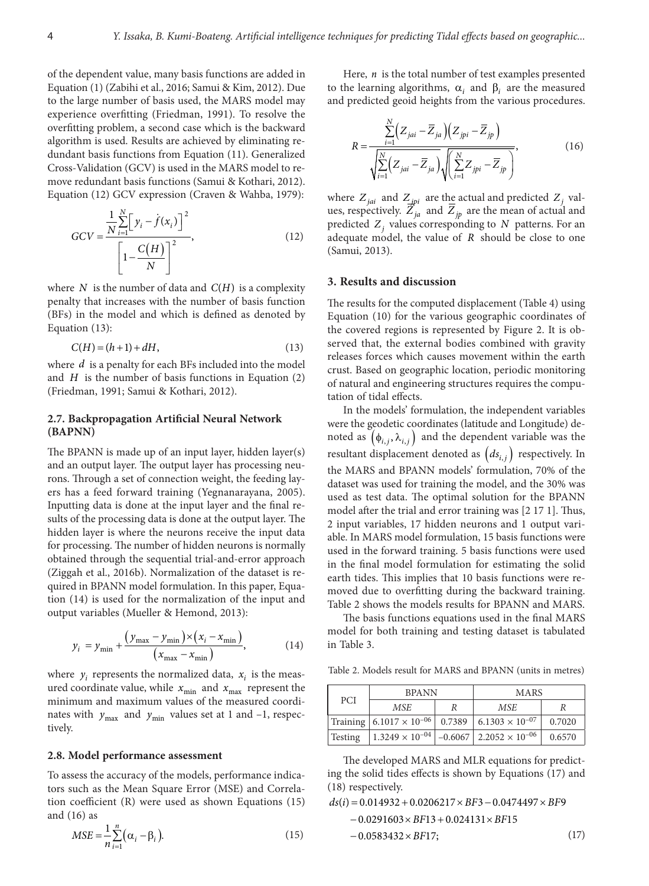of the dependent value, many basis functions are added in Equation (1) (Zabihi et al., 2016; Samui & Kim, 2012). Due to the large number of basis used, the MARS model may experience overfitting (Friedman, 1991). To resolve the overfitting problem, a second case which is the backward algorithm is used. Results are achieved by eliminating redundant basis functions from Equation (11). Generalized Cross-Validation (GCV) is used in the MARS model to remove redundant basis functions (Samui & Kothari, 2012). Equation (12) GCV expression (Craven & Wahba, 1979):

$$GCV = \frac{\frac{1}{N}\sum_{i=1}^{N}\left[y_i - \dot{f}(x_i)\right]^2}{\left[1 - \frac{C(H)}{N}\right]^2}, \tag{12}$$

where $N$ is the number of data and $C(H)$ is a complexity penalty that increases with the number of basis function (BFs) in the model and which is defined as denoted by Equation (13):

$$C(H) = (h+1) + dH, \tag{13}$$

where $d$ is a penalty for each BFs included into the model and $H$ is the number of basis functions in Equation (2) (Friedman, 1991; Samui & Kothari, 2012).

### 2.7. Backpropagation Artificial Neural Network (BAPNN)

The BPANN is made up of an input layer, hidden layer(s) and an output layer. The output layer has processing neurons. Through a set of connection weight, the feeding layers has a feed forward training (Yegnanarayana, 2005). Inputting data is done at the input layer and the final results of the processing data is done at the output layer. The hidden layer is where the neurons receive the input data for processing. The number of hidden neurons is normally obtained through the sequential trial-and-error approach (Ziggah et al., 2016b). Normalization of the dataset is required in BPANN model formulation. In this paper, Equation (14) is used for the normalization of the input and output variables (Mueller & Hemond, 2013):

$$y_i = y_{\min} + \frac{(y_{\max} - y_{\min}) \times (x_i - x_{\min})}{(x_{\max} - x_{\min})}, \tag{14}$$

where $y_i$ represents the normalized data, $x_i$ is the measured coordinate value, while $x_{\min}$ and $x_{\max}$ represent the minimum and maximum values of the measured coordinates with $y_{\max}$ and $y_{\min}$ values set at 1 and –1, respectively.

### 2.8. Model performance assessment

To assess the accuracy of the models, performance indicators such as the Mean Square Error (MSE) and Correlation coefficient (R) were used as shown Equations (15) and (16) as

$$MSE = \frac{1}{n}\sum_{i=1}^{n}(\alpha_i - \beta_i). \tag{15}$$

Here, $n$ is the total number of test examples presented to the learning algorithms, $\alpha_i$ and $\beta_i$ are the measured and predicted geoid heights from the various procedures.

$$R = \frac{\sum_{i=1}^{N}\left(Z_{jai} - \overline{Z}_{ja}\right)\left(Z_{jpi} - \overline{Z}_{jp}\right)}{\sqrt{\sum_{i=1}^{N}\left(Z_{jai} - \overline{Z}_{ja}\right)}\sqrt{\left(\sum_{i=1}^{N}Z_{jpi} - \overline{Z}_{jp}\right)}}, \tag{16}$$

where $Z_{jai}$ and $Z_{jpi}$ are the actual and predicted $Z_j$ values, respectively. $\overline{Z}_{ja}$ and $\overline{Z}_{jp}$ are the mean of actual and predicted $Z_j$ values corresponding to $N$ patterns. For an adequate model, the value of $R$ should be close to one (Samui, 2013).

## 3. Results and discussion

The results for the computed displacement (Table 4) using Equation (10) for the various geographic coordinates of the covered regions is represented by Figure 2. It is observed that, the external bodies combined with gravity releases forces which causes movement within the earth crust. Based on geographic location, periodic monitoring of natural and engineering structures requires the computation of tidal effects.

In the models' formulation, the independent variables were the geodetic coordinates (latitude and Longitude) denoted as $(\phi_{i,j}, \lambda_{i,j})$ and the dependent variable was the resultant displacement denoted as $(ds_{i,j})$ respectively. In the MARS and BPANN models' formulation, 70% of the dataset was used for training the model, and the 30% was used as test data. The optimal solution for the BPANN model after the trial and error training was [2 17 1]. Thus, 2 input variables, 17 hidden neurons and 1 output variable. In MARS model formulation, 15 basis functions were used in the forward training. 5 basis functions were used in the final model formulation for estimating the solid earth tides. This implies that 10 basis functions were removed due to overfitting during the backward training. Table 2 shows the models results for BPANN and MARS.

The basis functions equations used in the final MARS model for both training and testing dataset is tabulated in Table 3.

Table 2. Models result for MARS and BPANN (units in metres)

| PCI | BPANN | | MARS | |
|---|---|---|---|---|
| | *MSE* | *R* | *MSE* | *R* |
| Training | $6.1017 \times 10^{-06}$ | 0.7389 | $6.1303 \times 10^{-07}$ | 0.7020 |
| Testing | $1.3249 \times 10^{-04}$ | –0.6067 | $2.2052 \times 10^{-06}$ | 0.6570 |

The developed MARS and MLR equations for predicting the solid tides effects is shown by Equations (17) and (18) respectively.

$$\begin{aligned} ds(i) = &\ 0.014932 + 0.0206217 \times BF3 - 0.0474497 \times BF9 \\ & - 0.0291603 \times BF13 + 0.024131 \times BF15 \\ & - 0.0583432 \times BF17; \end{aligned} \tag{17}$$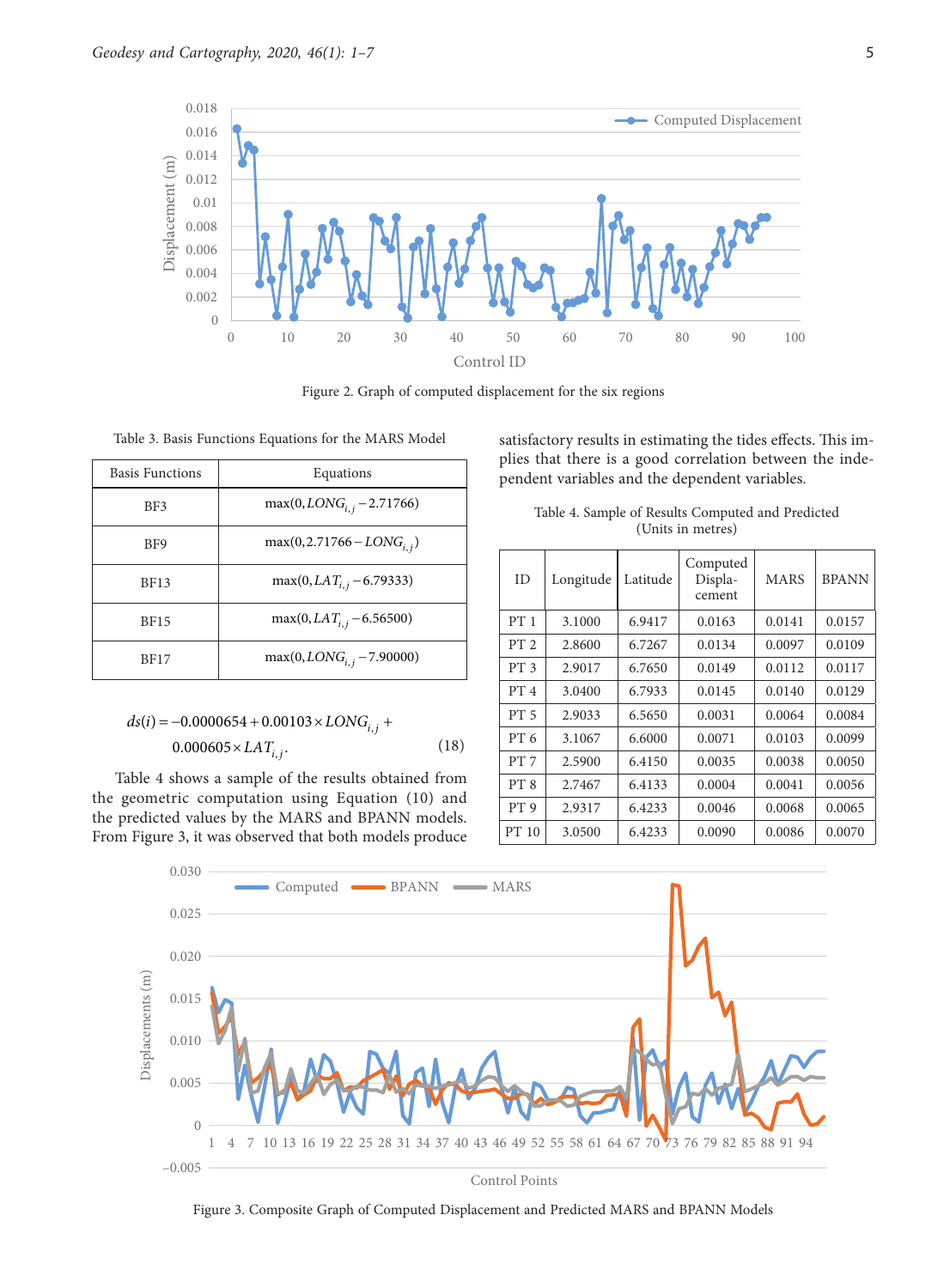Figure 2. Graph of computed displacement for the six regions

Table 3. Basis Functions Equations for the MARS Model

| Basis Functions | Equations |
|---|---|
| BF3 | $\max(0, LONG_{i,j} - 2.71766)$ |
| BF9 | $\max(0, 2.71766 - LONG_{i,j})$ |
| BF13 | $\max(0, LAT_{i,j} - 6.79333)$ |
| BF15 | $\max(0, LAT_{i,j} - 6.56500)$ |
| BF17 | $\max(0, LONG_{i,j} - 7.90000)$ |

$$ds(i) = -0.0000654 + 0.00103 \times LONG_{i,j} + 0.000605 \times LAT_{i,j}. \tag{18}$$

Table 4 shows a sample of the results obtained from the geometric computation using Equation (10) and the predicted values by the MARS and BPANN models. From Figure 3, it was observed that both models produce satisfactory results in estimating the tides effects. This implies that there is a good correlation between the independent variables and the dependent variables.

Table 4. Sample of Results Computed and Predicted (Units in metres)

| ID | Longitude | Latitude | Computed Displacement | MARS | BPANN |
|---|---|---|---|---|---|
| PT 1 | 3.1000 | 6.9417 | 0.0163 | 0.0141 | 0.0157 |
| PT 2 | 2.8600 | 6.7267 | 0.0134 | 0.0097 | 0.0109 |
| PT 3 | 2.9017 | 6.7650 | 0.0149 | 0.0112 | 0.0117 |
| PT 4 | 3.0400 | 6.7933 | 0.0145 | 0.0140 | 0.0129 |
| PT 5 | 2.9033 | 6.5650 | 0.0031 | 0.0064 | 0.0084 |
| PT 6 | 3.1067 | 6.6000 | 0.0071 | 0.0103 | 0.0099 |
| PT 7 | 2.5900 | 6.4150 | 0.0035 | 0.0038 | 0.0050 |
| PT 8 | 2.7467 | 6.4133 | 0.0004 | 0.0041 | 0.0056 |
| PT 9 | 2.9317 | 6.4233 | 0.0046 | 0.0068 | 0.0065 |
| PT 10 | 3.0500 | 6.4233 | 0.0090 | 0.0086 | 0.0070 |

Figure 3. Composite Graph of Computed Displacement and Predicted MARS and BPANN Models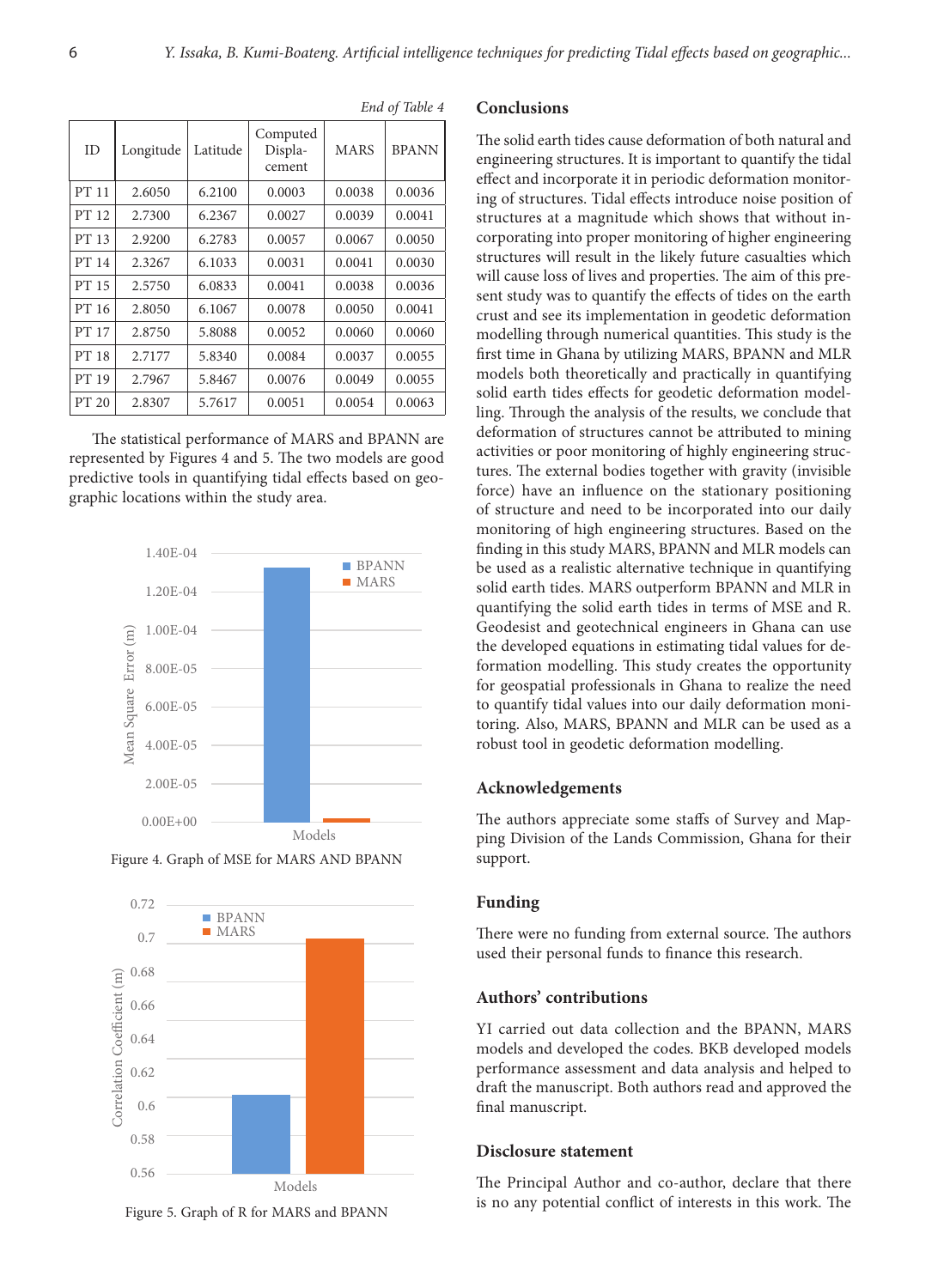*End of Table 4*

| ID | Longitude | Latitude | Computed Displa-cement | MARS | BPANN |
|---|---|---|---|---|---|
| PT 11 | 2.6050 | 6.2100 | 0.0003 | 0.0038 | 0.0036 |
| PT 12 | 2.7300 | 6.2367 | 0.0027 | 0.0039 | 0.0041 |
| PT 13 | 2.9200 | 6.2783 | 0.0057 | 0.0067 | 0.0050 |
| PT 14 | 2.3267 | 6.1033 | 0.0031 | 0.0041 | 0.0030 |
| PT 15 | 2.5750 | 6.0833 | 0.0041 | 0.0038 | 0.0036 |
| PT 16 | 2.8050 | 6.1067 | 0.0078 | 0.0050 | 0.0041 |
| PT 17 | 2.8750 | 5.8088 | 0.0052 | 0.0060 | 0.0060 |
| PT 18 | 2.7177 | 5.8340 | 0.0084 | 0.0037 | 0.0055 |
| PT 19 | 2.7967 | 5.8467 | 0.0076 | 0.0049 | 0.0055 |
| PT 20 | 2.8307 | 5.7617 | 0.0051 | 0.0054 | 0.0063 |

The statistical performance of MARS and BPANN are represented by Figures 4 and 5. The two models are good predictive tools in quantifying tidal effects based on geographic locations within the study area.

Figure 4. Graph of MSE for MARS AND BPANN

Figure 5. Graph of R for MARS and BPANN

## Conclusions

The solid earth tides cause deformation of both natural and engineering structures. It is important to quantify the tidal effect and incorporate it in periodic deformation monitoring of structures. Tidal effects introduce noise position of structures at a magnitude which shows that without incorporating into proper monitoring of higher engineering structures will result in the likely future casualties which will cause loss of lives and properties. The aim of this present study was to quantify the effects of tides on the earth crust and see its implementation in geodetic deformation modelling through numerical quantities. This study is the first time in Ghana by utilizing MARS, BPANN and MLR models both theoretically and practically in quantifying solid earth tides effects for geodetic deformation modelling. Through the analysis of the results, we conclude that deformation of structures cannot be attributed to mining activities or poor monitoring of highly engineering structures. The external bodies together with gravity (invisible force) have an influence on the stationary positioning of structure and need to be incorporated into our daily monitoring of high engineering structures. Based on the finding in this study MARS, BPANN and MLR models can be used as a realistic alternative technique in quantifying solid earth tides. MARS outperform BPANN and MLR in quantifying the solid earth tides in terms of MSE and R. Geodesist and geotechnical engineers in Ghana can use the developed equations in estimating tidal values for deformation modelling. This study creates the opportunity for geospatial professionals in Ghana to realize the need to quantify tidal values into our daily deformation monitoring. Also, MARS, BPANN and MLR can be used as a robust tool in geodetic deformation modelling.

## Acknowledgements

The authors appreciate some staffs of Survey and Mapping Division of the Lands Commission, Ghana for their support.

## Funding

There were no funding from external source. The authors used their personal funds to finance this research.

## Authors' contributions

YI carried out data collection and the BPANN, MARS models and developed the codes. BKB developed models performance assessment and data analysis and helped to draft the manuscript. Both authors read and approved the final manuscript.

## Disclosure statement

The Principal Author and co-author, declare that there is no any potential conflict of interests in this work. The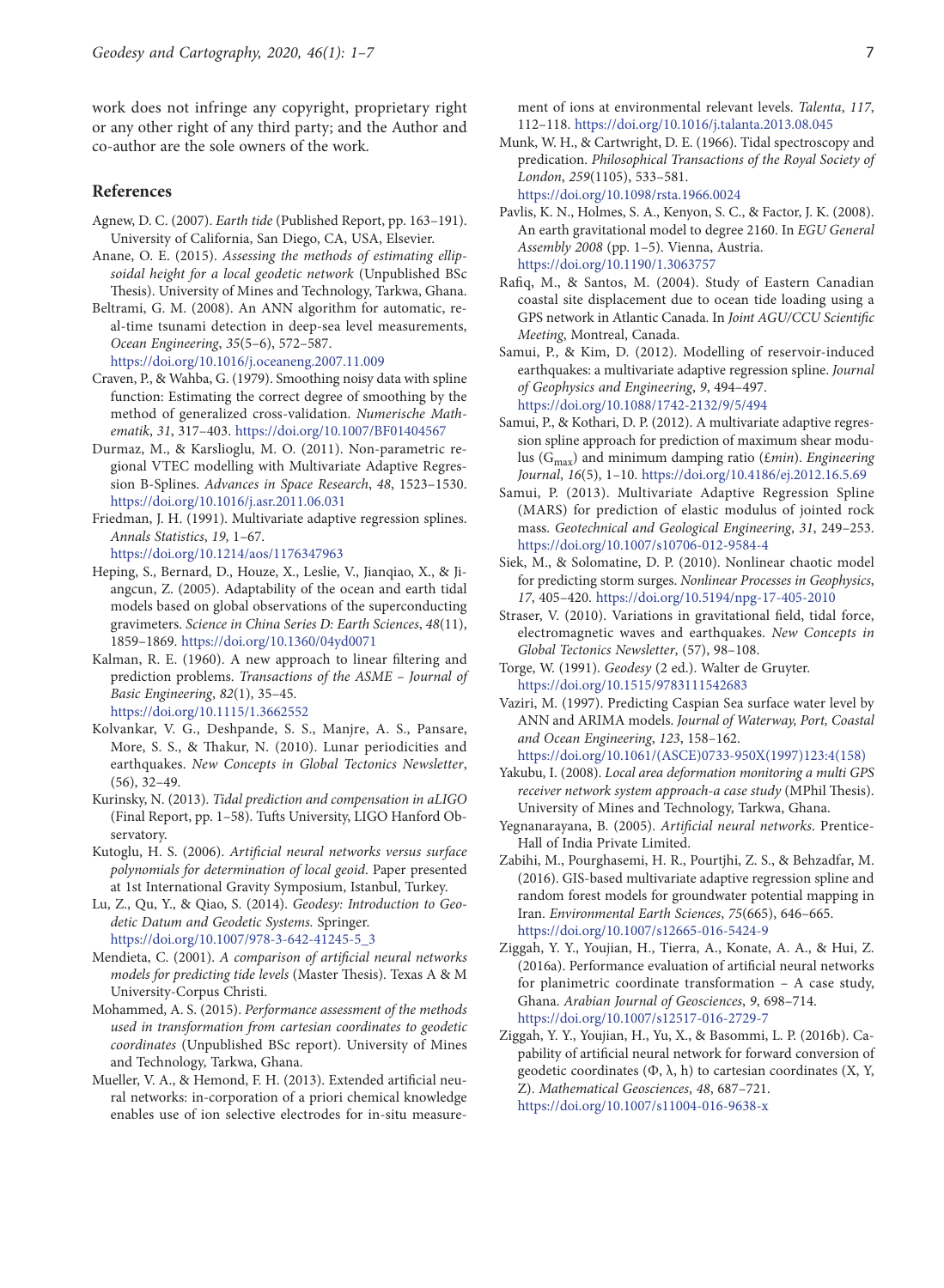work does not infringe any copyright, proprietary right or any other right of any third party; and the Author and co-author are the sole owners of the work.

## References

Agnew, D. C. (2007). *Earth tide* (Published Report, pp. 163–191). University of California, San Diego, CA, USA, Elsevier.

Anane, O. E. (2015). *Assessing the methods of estimating ellipsoidal height for a local geodetic network* (Unpublished BSc Thesis). University of Mines and Technology, Tarkwa, Ghana.

Beltrami, G. M. (2008). An ANN algorithm for automatic, real-time tsunami detection in deep-sea level measurements, *Ocean Engineering*, *35*(5–6), 572–587. https://doi.org/10.1016/j.oceaneng.2007.11.009

Craven, P., & Wahba, G. (1979). Smoothing noisy data with spline function: Estimating the correct degree of smoothing by the method of generalized cross-validation. *Numerische Mathematik*, *31*, 317–403. https://doi.org/10.1007/BF01404567

Durmaz, M., & Karslioglu, M. O. (2011). Non-parametric regional VTEC modelling with Multivariate Adaptive Regression B-Splines. *Advances in Space Research*, *48*, 1523–1530. https://doi.org/10.1016/j.asr.2011.06.031

Friedman, J. H. (1991). Multivariate adaptive regression splines. *Annals Statistics*, *19*, 1–67. https://doi.org/10.1214/aos/1176347963

Heping, S., Bernard, D., Houze, X., Leslie, V., Jianqiao, X., & Jiangcun, Z. (2005). Adaptability of the ocean and earth tidal models based on global observations of the superconducting gravimeters. *Science in China Series D: Earth Sciences*, *48*(11), 1859–1869. https://doi.org/10.1360/04yd0071

Kalman, R. E. (1960). A new approach to linear filtering and prediction problems. *Transactions of the ASME – Journal of Basic Engineering*, *82*(1), 35–45. https://doi.org/10.1115/1.3662552

Kolvankar, V. G., Deshpande, S. S., Manjre, A. S., Pansare, More, S. S., & Thakur, N. (2010). Lunar periodicities and earthquakes. *New Concepts in Global Tectonics Newsletter*, (56), 32–49.

Kurinsky, N. (2013). *Tidal prediction and compensation in aLIGO* (Final Report, pp. 1–58). Tufts University, LIGO Hanford Observatory.

Kutoglu, H. S. (2006). *Artificial neural networks versus surface polynomials for determination of local geoid*. Paper presented at 1st International Gravity Symposium, Istanbul, Turkey.

Lu, Z., Qu, Y., & Qiao, S. (2014). *Geodesy: Introduction to Geodetic Datum and Geodetic Systems.* Springer. https://doi.org/10.1007/978-3-642-41245-5_3

Mendieta, C. (2001). *A comparison of artificial neural networks models for predicting tide levels* (Master Thesis). Texas A & M University-Corpus Christi.

Mohammed, A. S. (2015). *Performance assessment of the methods used in transformation from cartesian coordinates to geodetic coordinates* (Unpublished BSc report). University of Mines and Technology, Tarkwa, Ghana.

Mueller, V. A., & Hemond, F. H. (2013). Extended artificial neural networks: in-corporation of a priori chemical knowledge enables use of ion selective electrodes for in-situ measurement of ions at environmental relevant levels. *Talenta*, *117*, 112–118. https://doi.org/10.1016/j.talanta.2013.08.045

Munk, W. H., & Cartwright, D. E. (1966). Tidal spectroscopy and predication. *Philosophical Transactions of the Royal Society of London*, *259*(1105), 533–581. https://doi.org/10.1098/rsta.1966.0024

Pavlis, K. N., Holmes, S. A., Kenyon, S. C., & Factor, J. K. (2008). An earth gravitational model to degree 2160. In *EGU General Assembly 2008* (pp. 1–5). Vienna, Austria. https://doi.org/10.1190/1.3063757

Rafiq, M., & Santos, M. (2004). Study of Eastern Canadian coastal site displacement due to ocean tide loading using a GPS network in Atlantic Canada. In *Joint AGU/CCU Scientific Meeting*, Montreal, Canada.

Samui, P., & Kim, D. (2012). Modelling of reservoir-induced earthquakes: a multivariate adaptive regression spline. *Journal of Geophysics and Engineering*, *9*, 494–497. https://doi.org/10.1088/1742-2132/9/5/494

Samui, P., & Kothari, D. P. (2012). A multivariate adaptive regression spline approach for prediction of maximum shear modulus ($G_{max}$) and minimum damping ratio (£*min*). *Engineering Journal*, *16*(5), 1–10. https://doi.org/10.4186/ej.2012.16.5.69

Samui, P. (2013). Multivariate Adaptive Regression Spline (MARS) for prediction of elastic modulus of jointed rock mass. *Geotechnical and Geological Engineering*, *31*, 249–253. https://doi.org/10.1007/s10706-012-9584-4

Siek, M., & Solomatine, D. P. (2010). Nonlinear chaotic model for predicting storm surges. *Nonlinear Processes in Geophysics*, *17*, 405–420. https://doi.org/10.5194/npg-17-405-2010

Straser, V. (2010). Variations in gravitational field, tidal force, electromagnetic waves and earthquakes. *New Concepts in Global Tectonics Newsletter*, (57), 98–108.

Torge, W. (1991). *Geodesy* (2 ed.). Walter de Gruyter. https://doi.org/10.1515/9783111542683

Vaziri, M. (1997). Predicting Caspian Sea surface water level by ANN and ARIMA models. *Journal of Waterway, Port, Coastal and Ocean Engineering*, *123*, 158–162. https://doi.org/10.1061/(ASCE)0733-950X(1997)123:4(158)

Yakubu, I. (2008). *Local area deformation monitoring a multi GPS receiver network system approach-a case study* (MPhil Thesis). University of Mines and Technology, Tarkwa, Ghana.

Yegnanarayana, B. (2005). *Artificial neural networks*. Prentice-Hall of India Private Limited.

Zabihi, M., Pourghasemi, H. R., Pourtjhi, Z. S., & Behzadfar, M. (2016). GIS-based multivariate adaptive regression spline and random forest models for groundwater potential mapping in Iran. *Environmental Earth Sciences*, *75*(665), 646–665. https://doi.org/10.1007/s12665-016-5424-9

Ziggah, Y. Y., Youjian, H., Tierra, A., Konate, A. A., & Hui, Z. (2016a). Performance evaluation of artificial neural networks for planimetric coordinate transformation – A case study, Ghana. *Arabian Journal of Geosciences*, *9*, 698–714. https://doi.org/10.1007/s12517-016-2729-7

Ziggah, Y. Y., Youjian, H., Yu, X., & Basommi, L. P. (2016b). Capability of artificial neural network for forward conversion of geodetic coordinates ($\Phi$, $\lambda$, h) to cartesian coordinates (X, Y, Z). *Mathematical Geosciences*, *48*, 687–721. https://doi.org/10.1007/s11004-016-9638-x